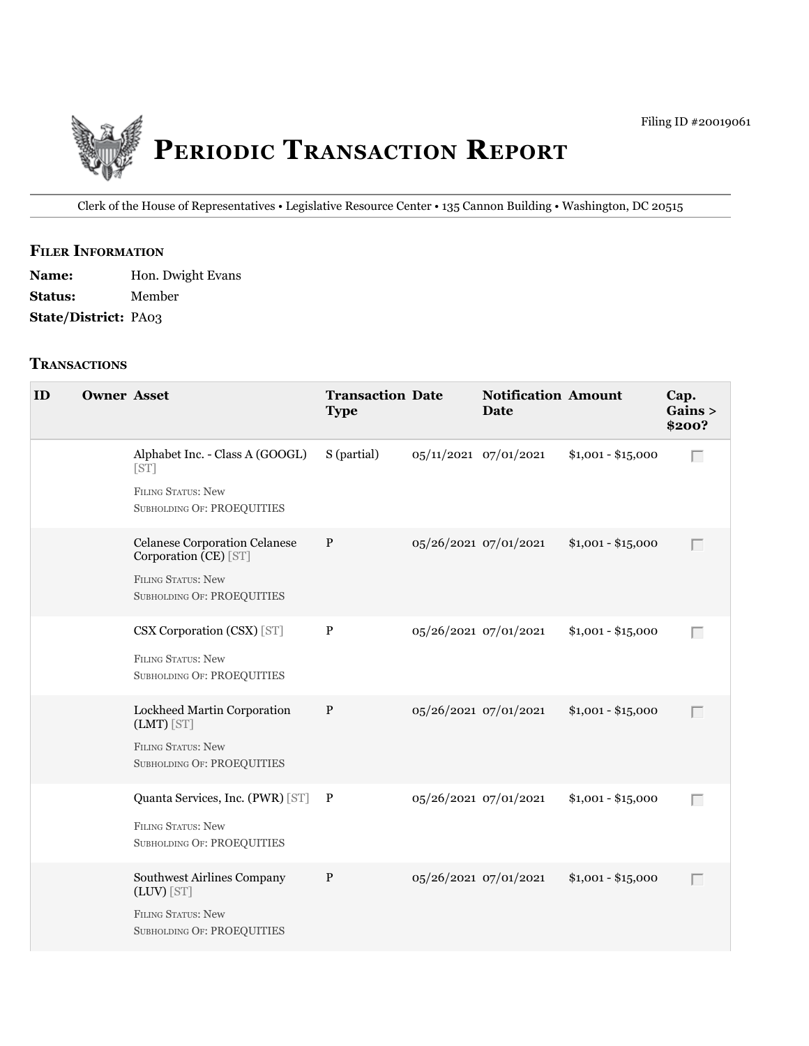Filing ID #20019061

# Periodic Transaction Report

Clerk of the House of Representatives • Legislative Resource Center • 135 Cannon Building • Washington, DC 20515

## Filer Information

**Name:** Hon. Dwight Evans
**Status:** Member
**State/District:** PA03

## Transactions

| ID | Owner | Asset | Transaction Type | Date | Notification Date | Amount | Cap. Gains > $200? |
|---|---|---|---|---|---|---|---|
| | | Alphabet Inc. - Class A (GOOGL) [ST]<br>Filing Status: New<br>Subholding Of: PROEQUITIES | S (partial) | 05/11/2021 | 07/01/2021 | $1,001 - $15,000 | |
| | | Celanese Corporation Celanese Corporation (CE) [ST]<br>Filing Status: New<br>Subholding Of: PROEQUITIES | P | 05/26/2021 | 07/01/2021 | $1,001 - $15,000 | |
| | | CSX Corporation (CSX) [ST]<br>Filing Status: New<br>Subholding Of: PROEQUITIES | P | 05/26/2021 | 07/01/2021 | $1,001 - $15,000 | |
| | | Lockheed Martin Corporation (LMT) [ST]<br>Filing Status: New<br>Subholding Of: PROEQUITIES | P | 05/26/2021 | 07/01/2021 | $1,001 - $15,000 | |
| | | Quanta Services, Inc. (PWR) [ST]<br>Filing Status: New<br>Subholding Of: PROEQUITIES | P | 05/26/2021 | 07/01/2021 | $1,001 - $15,000 | |
| | | Southwest Airlines Company (LUV) [ST]<br>Filing Status: New<br>Subholding Of: PROEQUITIES | P | 05/26/2021 | 07/01/2021 | $1,001 - $15,000 | |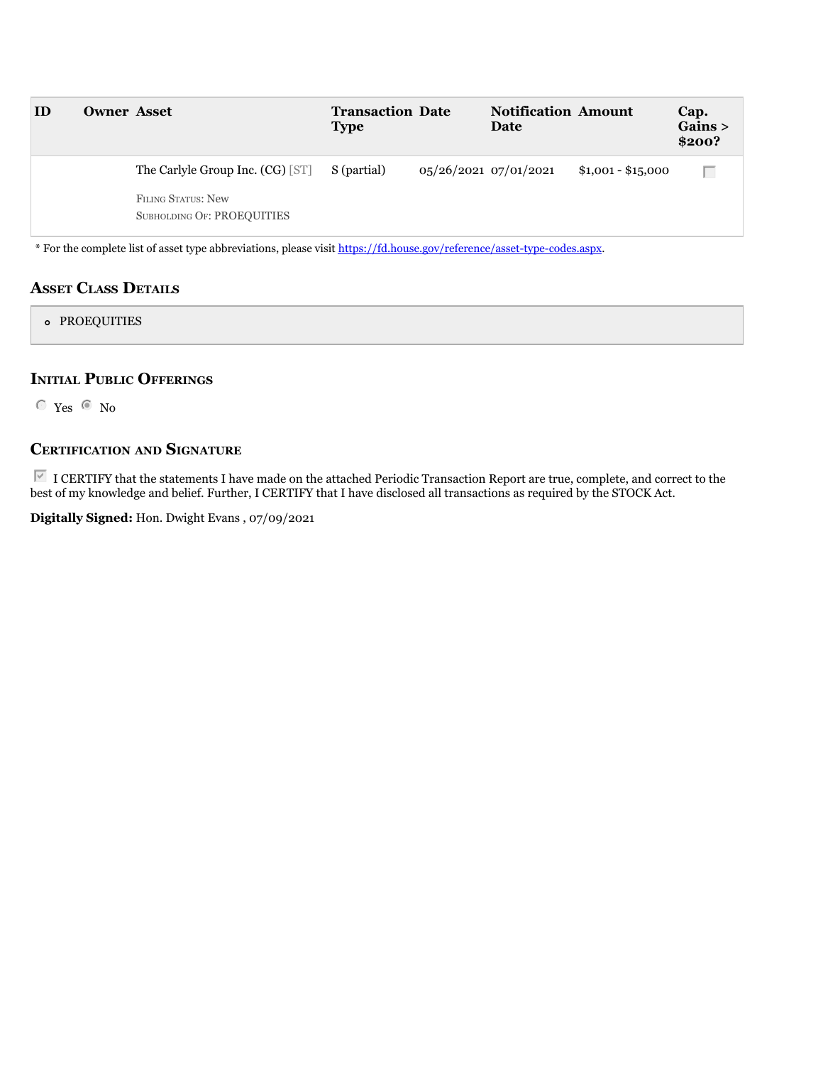| ID | Owner | Asset | Transaction Type | Date | Notification Date | Amount | Cap. Gains > $200? |
|---|---|---|---|---|---|---|---|
| | | The Carlyle Group Inc. (CG) [ST]<br><br>Filing Status: New<br>Subholding Of: PROEQUITIES | S (partial) | 05/26/2021 | 07/01/2021 | $1,001 - $15,000 | ☐ |

* For the complete list of asset type abbreviations, please visit https://fd.house.gov/reference/asset-type-codes.aspx.

## Asset Class Details

- PROEQUITIES

## Initial Public Offerings

○ Yes ◉ No

## Certification and Signature

☑ I CERTIFY that the statements I have made on the attached Periodic Transaction Report are true, complete, and correct to the best of my knowledge and belief. Further, I CERTIFY that I have disclosed all transactions as required by the STOCK Act.

**Digitally Signed:** Hon. Dwight Evans , 07/09/2021